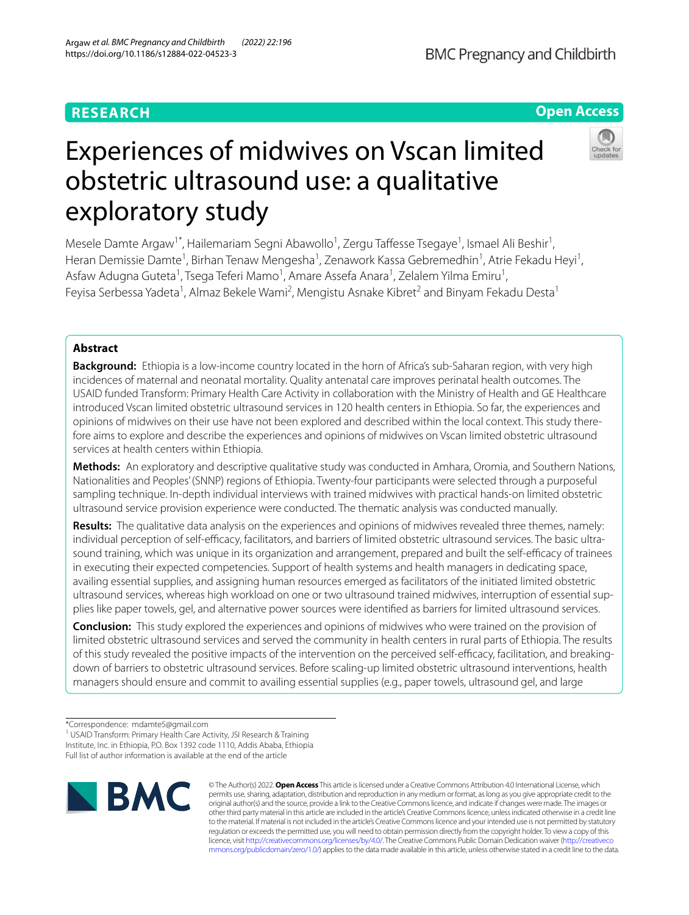RESEARCH

Open Access

# Experiences of midwives on Vscan limited obstetric ultrasound use: a qualitative exploratory study

Mesele Damte Argaw[1*], Hailemariam Segni Abawollo[1], Zergu Taffesse Tsegaye[1], Ismael Ali Beshir[1], Heran Demissie Damte[1], Birhan Tenaw Mengesha[1], Zenawork Kassa Gebremedhin[1], Atrie Fekadu Heyi[1], Asfaw Adugna Guteta[1], Tsega Teferi Mamo[1], Amare Assefa Anara[1], Zelalem Yilma Emiru[1], Feyisa Serbessa Yadeta[1], Almaz Bekele Wami[2], Mengistu Asnake Kibret[2] and Binyam Fekadu Desta[1]

## Abstract

**Background:** Ethiopia is a low-income country located in the horn of Africa's sub-Saharan region, with very high incidences of maternal and neonatal mortality. Quality antenatal care improves perinatal health outcomes. The USAID funded Transform: Primary Health Care Activity in collaboration with the Ministry of Health and GE Healthcare introduced Vscan limited obstetric ultrasound services in 120 health centers in Ethiopia. So far, the experiences and opinions of midwives on their use have not been explored and described within the local context. This study therefore aims to explore and describe the experiences and opinions of midwives on Vscan limited obstetric ultrasound services at health centers within Ethiopia.

**Methods:** An exploratory and descriptive qualitative study was conducted in Amhara, Oromia, and Southern Nations, Nationalities and Peoples' (SNNP) regions of Ethiopia. Twenty-four participants were selected through a purposeful sampling technique. In-depth individual interviews with trained midwives with practical hands-on limited obstetric ultrasound service provision experience were conducted. The thematic analysis was conducted manually.

**Results:** The qualitative data analysis on the experiences and opinions of midwives revealed three themes, namely: individual perception of self-efficacy, facilitators, and barriers of limited obstetric ultrasound services. The basic ultrasound training, which was unique in its organization and arrangement, prepared and built the self-efficacy of trainees in executing their expected competencies. Support of health systems and health managers in dedicating space, availing essential supplies, and assigning human resources emerged as facilitators of the initiated limited obstetric ultrasound services, whereas high workload on one or two ultrasound trained midwives, interruption of essential supplies like paper towels, gel, and alternative power sources were identified as barriers for limited ultrasound services.

**Conclusion:** This study explored the experiences and opinions of midwives who were trained on the provision of limited obstetric ultrasound services and served the community in health centers in rural parts of Ethiopia. The results of this study revealed the positive impacts of the intervention on the perceived self-efficacy, facilitation, and breaking-down of barriers to obstetric ultrasound services. Before scaling-up limited obstetric ultrasound interventions, health managers should ensure and commit to availing essential supplies (e.g., paper towels, ultrasound gel, and large

*Correspondence: mdamte5@gmail.com
[1] USAID Transform: Primary Health Care Activity, JSI Research & Training Institute, Inc. in Ethiopia, P.O. Box 1392 code 1110, Addis Ababa, Ethiopia
Full list of author information is available at the end of the article

© The Author(s) 2022. **Open Access** This article is licensed under a Creative Commons Attribution 4.0 International License, which permits use, sharing, adaptation, distribution and reproduction in any medium or format, as long as you give appropriate credit to the original author(s) and the source, provide a link to the Creative Commons licence, and indicate if changes were made. The images or other third party material in this article are included in the article's Creative Commons licence, unless indicated otherwise in a credit line to the material. If material is not included in the article's Creative Commons licence and your intended use is not permitted by statutory regulation or exceeds the permitted use, you will need to obtain permission directly from the copyright holder. To view a copy of this licence, visit http://creativecommons.org/licenses/by/4.0/. The Creative Commons Public Domain Dedication waiver (http://creativecommons.org/publicdomain/zero/1.0/) applies to the data made available in this article, unless otherwise stated in a credit line to the data.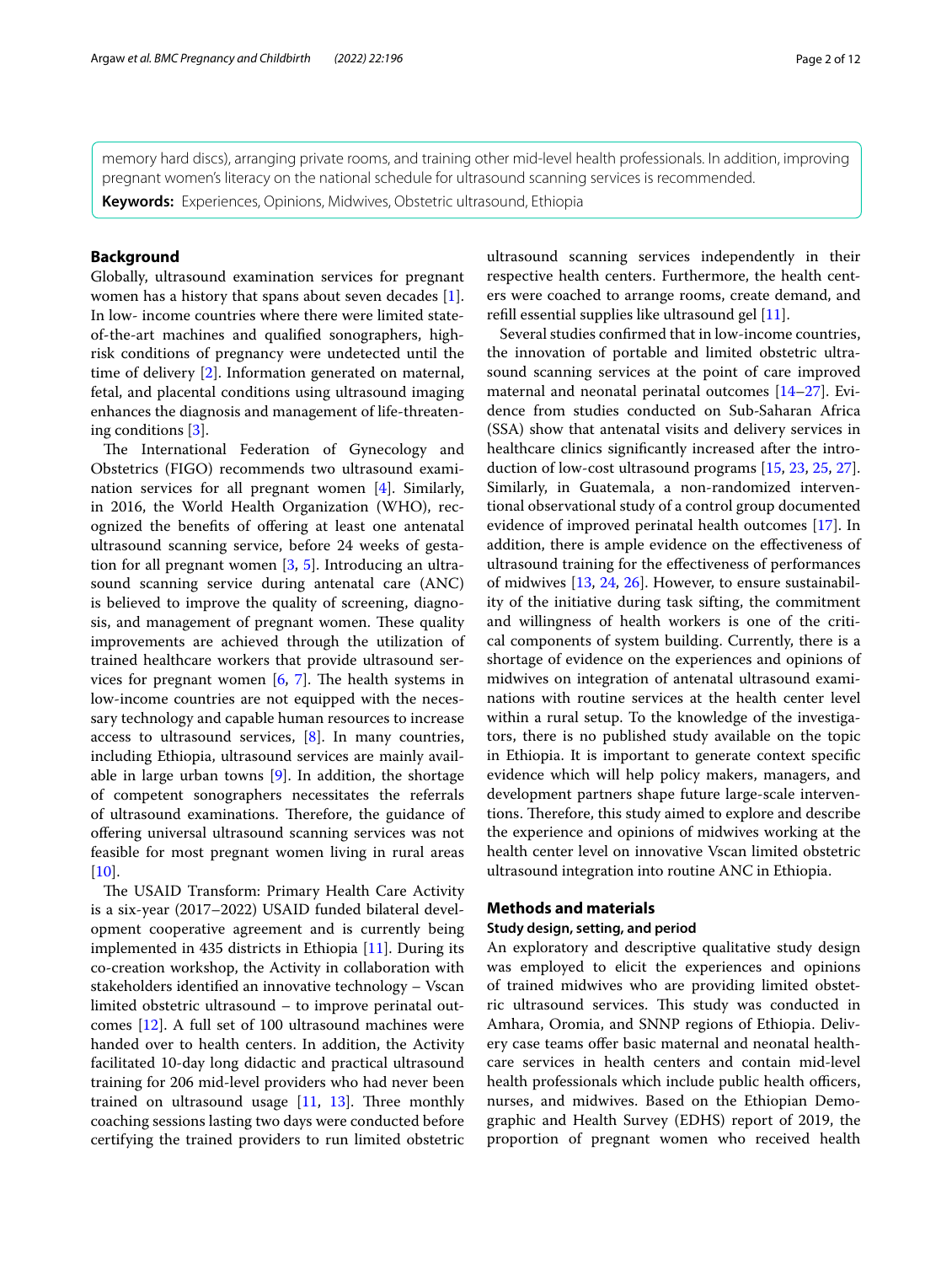memory hard discs), arranging private rooms, and training other mid-level health professionals. In addition, improving pregnant women's literacy on the national schedule for ultrasound scanning services is recommended.

**Keywords:** Experiences, Opinions, Midwives, Obstetric ultrasound, Ethiopia

## Background

Globally, ultrasound examination services for pregnant women has a history that spans about seven decades [1]. In low- income countries where there were limited state-of-the-art machines and qualified sonographers, high-risk conditions of pregnancy were undetected until the time of delivery [2]. Information generated on maternal, fetal, and placental conditions using ultrasound imaging enhances the diagnosis and management of life-threatening conditions [3].

The International Federation of Gynecology and Obstetrics (FIGO) recommends two ultrasound examination services for all pregnant women [4]. Similarly, in 2016, the World Health Organization (WHO), recognized the benefits of offering at least one antenatal ultrasound scanning service, before 24 weeks of gestation for all pregnant women [3, 5]. Introducing an ultrasound scanning service during antenatal care (ANC) is believed to improve the quality of screening, diagnosis, and management of pregnant women. These quality improvements are achieved through the utilization of trained healthcare workers that provide ultrasound services for pregnant women [6, 7]. The health systems in low-income countries are not equipped with the necessary technology and capable human resources to increase access to ultrasound services, [8]. In many countries, including Ethiopia, ultrasound services are mainly available in large urban towns [9]. In addition, the shortage of competent sonographers necessitates the referrals of ultrasound examinations. Therefore, the guidance of offering universal ultrasound scanning services was not feasible for most pregnant women living in rural areas [10].

The USAID Transform: Primary Health Care Activity is a six-year (2017–2022) USAID funded bilateral development cooperative agreement and is currently being implemented in 435 districts in Ethiopia [11]. During its co-creation workshop, the Activity in collaboration with stakeholders identified an innovative technology – Vscan limited obstetric ultrasound – to improve perinatal outcomes [12]. A full set of 100 ultrasound machines were handed over to health centers. In addition, the Activity facilitated 10-day long didactic and practical ultrasound training for 206 mid-level providers who had never been trained on ultrasound usage [11, 13]. Three monthly coaching sessions lasting two days were conducted before certifying the trained providers to run limited obstetric ultrasound scanning services independently in their respective health centers. Furthermore, the health centers were coached to arrange rooms, create demand, and refill essential supplies like ultrasound gel [11].

Several studies confirmed that in low-income countries, the innovation of portable and limited obstetric ultrasound scanning services at the point of care improved maternal and neonatal perinatal outcomes [14–27]. Evidence from studies conducted on Sub-Saharan Africa (SSA) show that antenatal visits and delivery services in healthcare clinics significantly increased after the introduction of low-cost ultrasound programs [15, 23, 25, 27]. Similarly, in Guatemala, a non-randomized interventional observational study of a control group documented evidence of improved perinatal health outcomes [17]. In addition, there is ample evidence on the effectiveness of ultrasound training for the effectiveness of performances of midwives [13, 24, 26]. However, to ensure sustainability of the initiative during task sifting, the commitment and willingness of health workers is one of the critical components of system building. Currently, there is a shortage of evidence on the experiences and opinions of midwives on integration of antenatal ultrasound examinations with routine services at the health center level within a rural setup. To the knowledge of the investigators, there is no published study available on the topic in Ethiopia. It is important to generate context specific evidence which will help policy makers, managers, and development partners shape future large-scale interventions. Therefore, this study aimed to explore and describe the experience and opinions of midwives working at the health center level on innovative Vscan limited obstetric ultrasound integration into routine ANC in Ethiopia.

## Methods and materials

### Study design, setting, and period

An exploratory and descriptive qualitative study design was employed to elicit the experiences and opinions of trained midwives who are providing limited obstetric ultrasound services. This study was conducted in Amhara, Oromia, and SNNP regions of Ethiopia. Delivery case teams offer basic maternal and neonatal healthcare services in health centers and contain mid-level health professionals which include public health officers, nurses, and midwives. Based on the Ethiopian Demographic and Health Survey (EDHS) report of 2019, the proportion of pregnant women who received health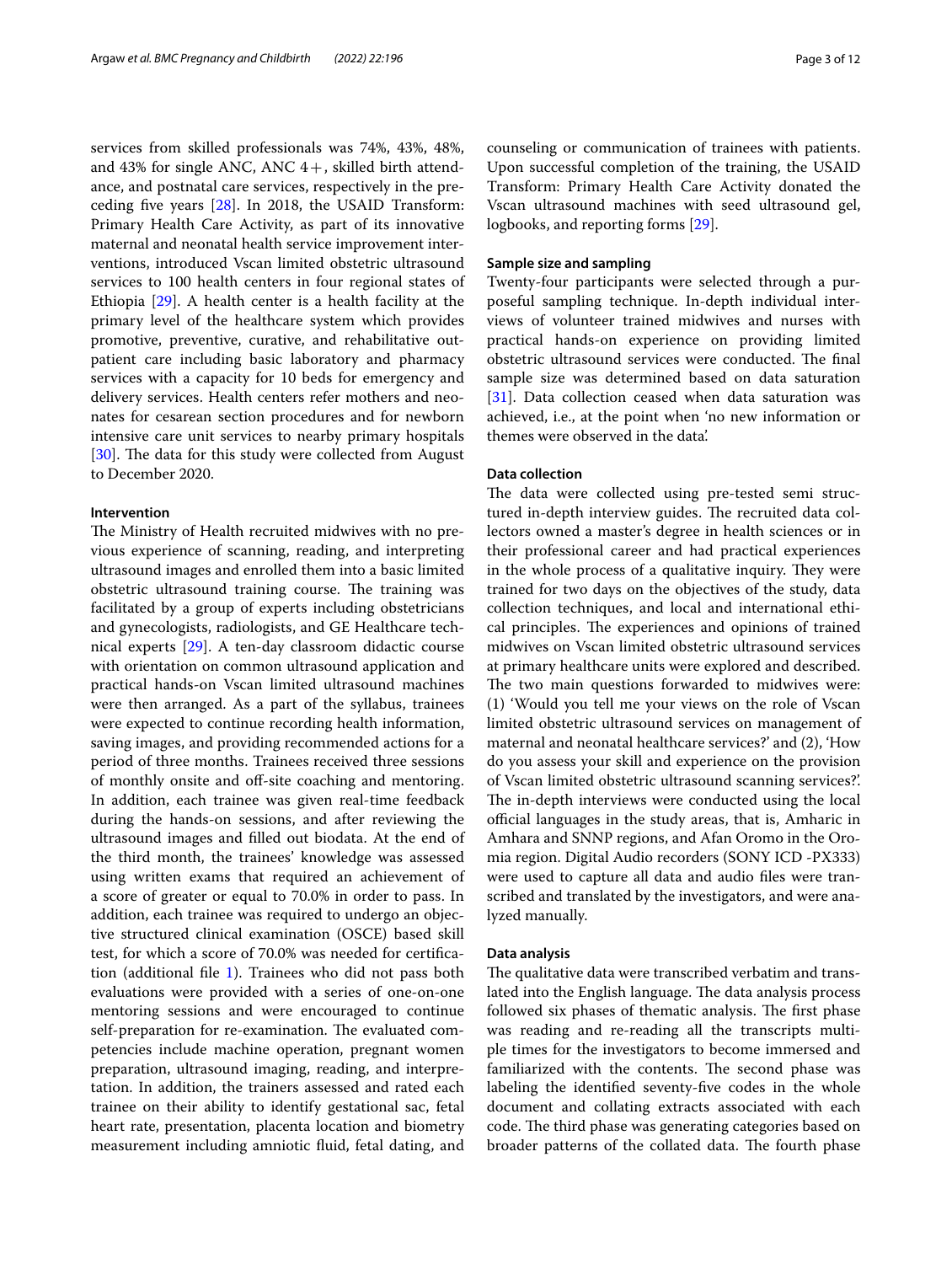services from skilled professionals was 74%, 43%, 48%, and 43% for single ANC, ANC 4+, skilled birth attendance, and postnatal care services, respectively in the preceding five years [28]. In 2018, the USAID Transform: Primary Health Care Activity, as part of its innovative maternal and neonatal health service improvement interventions, introduced Vscan limited obstetric ultrasound services to 100 health centers in four regional states of Ethiopia [29]. A health center is a health facility at the primary level of the healthcare system which provides promotive, preventive, curative, and rehabilitative outpatient care including basic laboratory and pharmacy services with a capacity for 10 beds for emergency and delivery services. Health centers refer mothers and neonates for cesarean section procedures and for newborn intensive care unit services to nearby primary hospitals [30]. The data for this study were collected from August to December 2020.

#### Intervention

The Ministry of Health recruited midwives with no previous experience of scanning, reading, and interpreting ultrasound images and enrolled them into a basic limited obstetric ultrasound training course. The training was facilitated by a group of experts including obstetricians and gynecologists, radiologists, and GE Healthcare technical experts [29]. A ten-day classroom didactic course with orientation on common ultrasound application and practical hands-on Vscan limited ultrasound machines were then arranged. As a part of the syllabus, trainees were expected to continue recording health information, saving images, and providing recommended actions for a period of three months. Trainees received three sessions of monthly onsite and off-site coaching and mentoring. In addition, each trainee was given real-time feedback during the hands-on sessions, and after reviewing the ultrasound images and filled out biodata. At the end of the third month, the trainees' knowledge was assessed using written exams that required an achievement of a score of greater or equal to 70.0% in order to pass. In addition, each trainee was required to undergo an objective structured clinical examination (OSCE) based skill test, for which a score of 70.0% was needed for certification (additional file 1). Trainees who did not pass both evaluations were provided with a series of one-on-one mentoring sessions and were encouraged to continue self-preparation for re-examination. The evaluated competencies include machine operation, pregnant women preparation, ultrasound imaging, reading, and interpretation. In addition, the trainers assessed and rated each trainee on their ability to identify gestational sac, fetal heart rate, presentation, placenta location and biometry measurement including amniotic fluid, fetal dating, and counseling or communication of trainees with patients. Upon successful completion of the training, the USAID Transform: Primary Health Care Activity donated the Vscan ultrasound machines with seed ultrasound gel, logbooks, and reporting forms [29].

#### Sample size and sampling

Twenty-four participants were selected through a purposeful sampling technique. In-depth individual interviews of volunteer trained midwives and nurses with practical hands-on experience on providing limited obstetric ultrasound services were conducted. The final sample size was determined based on data saturation [31]. Data collection ceased when data saturation was achieved, i.e., at the point when 'no new information or themes were observed in the data'.

#### Data collection

The data were collected using pre-tested semi structured in-depth interview guides. The recruited data collectors owned a master's degree in health sciences or in their professional career and had practical experiences in the whole process of a qualitative inquiry. They were trained for two days on the objectives of the study, data collection techniques, and local and international ethical principles. The experiences and opinions of trained midwives on Vscan limited obstetric ultrasound services at primary healthcare units were explored and described. The two main questions forwarded to midwives were: (1) 'Would you tell me your views on the role of Vscan limited obstetric ultrasound services on management of maternal and neonatal healthcare services?' and (2), 'How do you assess your skill and experience on the provision of Vscan limited obstetric ultrasound scanning services?'. The in-depth interviews were conducted using the local official languages in the study areas, that is, Amharic in Amhara and SNNP regions, and Afan Oromo in the Oromia region. Digital Audio recorders (SONY ICD -PX333) were used to capture all data and audio files were transcribed and translated by the investigators, and were analyzed manually.

#### Data analysis

The qualitative data were transcribed verbatim and translated into the English language. The data analysis process followed six phases of thematic analysis. The first phase was reading and re-reading all the transcripts multiple times for the investigators to become immersed and familiarized with the contents. The second phase was labeling the identified seventy-five codes in the whole document and collating extracts associated with each code. The third phase was generating categories based on broader patterns of the collated data. The fourth phase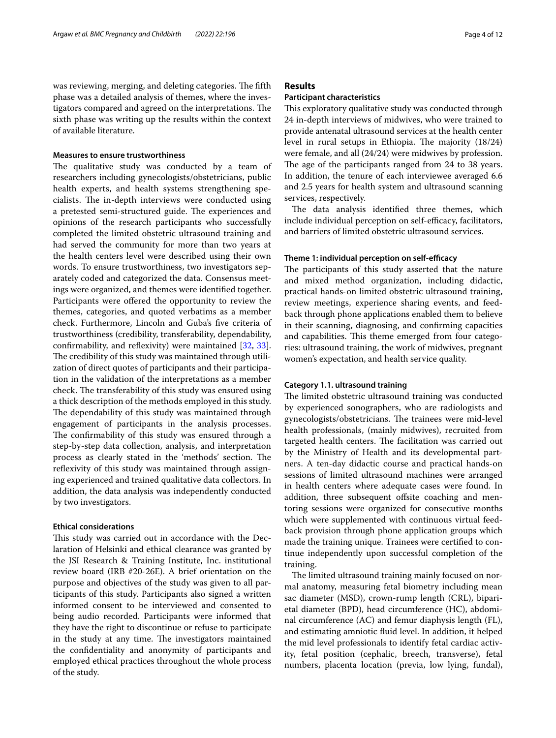was reviewing, merging, and deleting categories. The fifth phase was a detailed analysis of themes, where the investigators compared and agreed on the interpretations. The sixth phase was writing up the results within the context of available literature.

#### Measures to ensure trustworthiness

The qualitative study was conducted by a team of researchers including gynecologists/obstetricians, public health experts, and health systems strengthening specialists. The in-depth interviews were conducted using a pretested semi-structured guide. The experiences and opinions of the research participants who successfully completed the limited obstetric ultrasound training and had served the community for more than two years at the health centers level were described using their own words. To ensure trustworthiness, two investigators separately coded and categorized the data. Consensus meetings were organized, and themes were identified together. Participants were offered the opportunity to review the themes, categories, and quoted verbatims as a member check. Furthermore, Lincoln and Guba's five criteria of trustworthiness (credibility, transferability, dependability, confirmability, and reflexivity) were maintained [32, 33]. The credibility of this study was maintained through utilization of direct quotes of participants and their participation in the validation of the interpretations as a member check. The transferability of this study was ensured using a thick description of the methods employed in this study. The dependability of this study was maintained through engagement of participants in the analysis processes. The confirmability of this study was ensured through a step-by-step data collection, analysis, and interpretation process as clearly stated in the 'methods' section. The reflexivity of this study was maintained through assigning experienced and trained qualitative data collectors. In addition, the data analysis was independently conducted by two investigators.

#### Ethical considerations

This study was carried out in accordance with the Declaration of Helsinki and ethical clearance was granted by the JSI Research & Training Institute, Inc. institutional review board (IRB #20-26E). A brief orientation on the purpose and objectives of the study was given to all participants of this study. Participants also signed a written informed consent to be interviewed and consented to being audio recorded. Participants were informed that they have the right to discontinue or refuse to participate in the study at any time. The investigators maintained the confidentiality and anonymity of participants and employed ethical practices throughout the whole process of the study.

## Results

### Participant characteristics

This exploratory qualitative study was conducted through 24 in-depth interviews of midwives, who were trained to provide antenatal ultrasound services at the health center level in rural setups in Ethiopia. The majority (18/24) were female, and all (24/24) were midwives by profession. The age of the participants ranged from 24 to 38 years. In addition, the tenure of each interviewee averaged 6.6 and 2.5 years for health system and ultrasound scanning services, respectively.

The data analysis identified three themes, which include individual perception on self-efficacy, facilitators, and barriers of limited obstetric ultrasound services.

#### Theme 1: individual perception on self-efficacy

The participants of this study asserted that the nature and mixed method organization, including didactic, practical hands-on limited obstetric ultrasound training, review meetings, experience sharing events, and feedback through phone applications enabled them to believe in their scanning, diagnosing, and confirming capacities and capabilities. This theme emerged from four categories: ultrasound training, the work of midwives, pregnant women's expectation, and health service quality.

#### Category 1.1. ultrasound training

The limited obstetric ultrasound training was conducted by experienced sonographers, who are radiologists and gynecologists/obstetricians. The trainees were mid-level health professionals, (mainly midwives), recruited from targeted health centers. The facilitation was carried out by the Ministry of Health and its developmental partners. A ten-day didactic course and practical hands-on sessions of limited ultrasound machines were arranged in health centers where adequate cases were found. In addition, three subsequent offsite coaching and mentoring sessions were organized for consecutive months which were supplemented with continuous virtual feedback provision through phone application groups which made the training unique. Trainees were certified to continue independently upon successful completion of the training.

The limited ultrasound training mainly focused on normal anatomy, measuring fetal biometry including mean sac diameter (MSD), crown-rump length (CRL), biparietal diameter (BPD), head circumference (HC), abdominal circumference (AC) and femur diaphysis length (FL), and estimating amniotic fluid level. In addition, it helped the mid level professionals to identify fetal cardiac activity, fetal position (cephalic, breech, transverse), fetal numbers, placenta location (previa, low lying, fundal),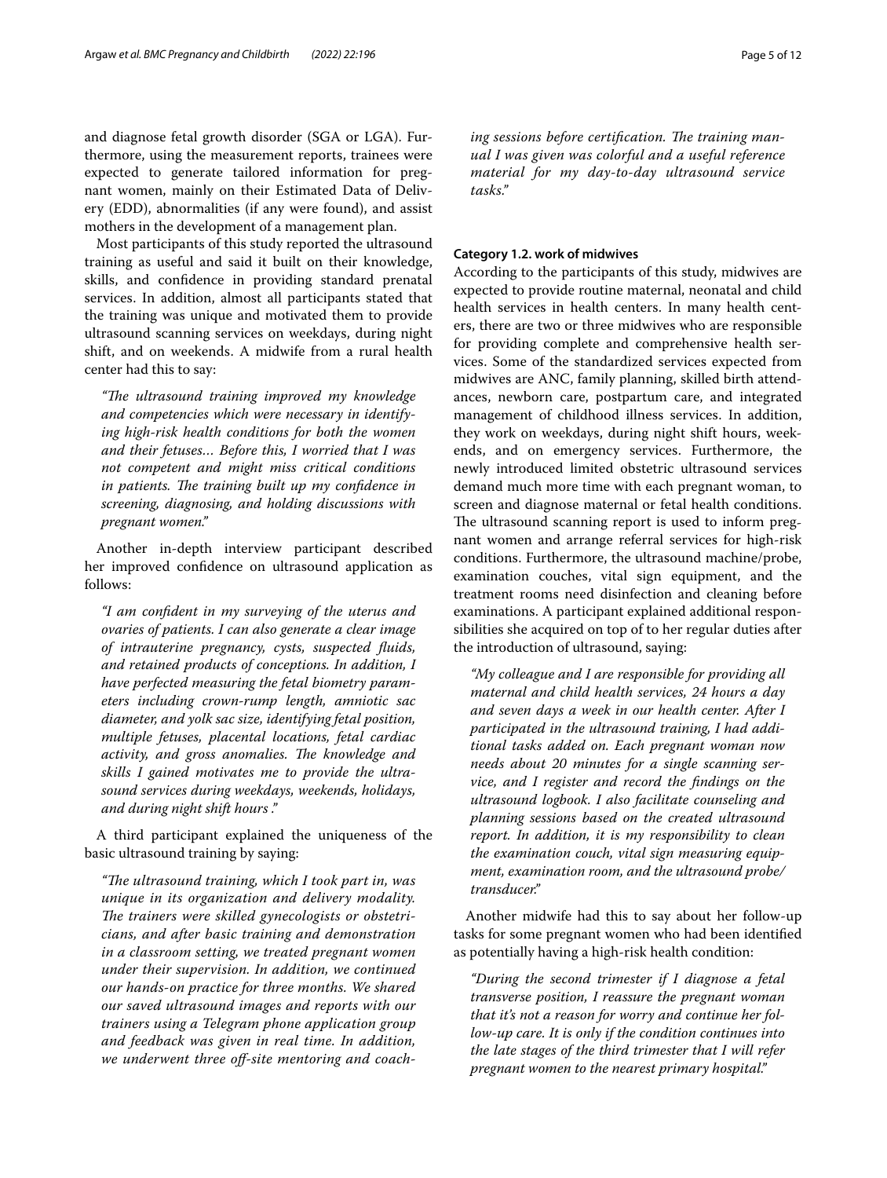and diagnose fetal growth disorder (SGA or LGA). Furthermore, using the measurement reports, trainees were expected to generate tailored information for pregnant women, mainly on their Estimated Data of Delivery (EDD), abnormalities (if any were found), and assist mothers in the development of a management plan.

Most participants of this study reported the ultrasound training as useful and said it built on their knowledge, skills, and confidence in providing standard prenatal services. In addition, almost all participants stated that the training was unique and motivated them to provide ultrasound scanning services on weekdays, during night shift, and on weekends. A midwife from a rural health center had this to say:

> *"The ultrasound training improved my knowledge and competencies which were necessary in identifying high-risk health conditions for both the women and their fetuses… Before this, I worried that I was not competent and might miss critical conditions in patients. The training built up my confidence in screening, diagnosing, and holding discussions with pregnant women."*

Another in-depth interview participant described her improved confidence on ultrasound application as follows:

> *"I am confident in my surveying of the uterus and ovaries of patients. I can also generate a clear image of intrauterine pregnancy, cysts, suspected fluids, and retained products of conceptions. In addition, I have perfected measuring the fetal biometry parameters including crown-rump length, amniotic sac diameter, and yolk sac size, identifying fetal position, multiple fetuses, placental locations, fetal cardiac activity, and gross anomalies. The knowledge and skills I gained motivates me to provide the ultrasound services during weekdays, weekends, holidays, and during night shift hours ."*

A third participant explained the uniqueness of the basic ultrasound training by saying:

> *"The ultrasound training, which I took part in, was unique in its organization and delivery modality. The trainers were skilled gynecologists or obstetricians, and after basic training and demonstration in a classroom setting, we treated pregnant women under their supervision. In addition, we continued our hands-on practice for three months. We shared our saved ultrasound images and reports with our trainers using a Telegram phone application group and feedback was given in real time. In addition, we underwent three off-site mentoring and coaching sessions before certification. The training manual I was given was colorful and a useful reference material for my day-to-day ultrasound service tasks."*

#### Category 1.2. work of midwives

According to the participants of this study, midwives are expected to provide routine maternal, neonatal and child health services in health centers. In many health centers, there are two or three midwives who are responsible for providing complete and comprehensive health services. Some of the standardized services expected from midwives are ANC, family planning, skilled birth attendances, newborn care, postpartum care, and integrated management of childhood illness services. In addition, they work on weekdays, during night shift hours, weekends, and on emergency services. Furthermore, the newly introduced limited obstetric ultrasound services demand much more time with each pregnant woman, to screen and diagnose maternal or fetal health conditions. The ultrasound scanning report is used to inform pregnant women and arrange referral services for high-risk conditions. Furthermore, the ultrasound machine/probe, examination couches, vital sign equipment, and the treatment rooms need disinfection and cleaning before examinations. A participant explained additional responsibilities she acquired on top of to her regular duties after the introduction of ultrasound, saying:

> *"My colleague and I are responsible for providing all maternal and child health services, 24 hours a day and seven days a week in our health center. After I participated in the ultrasound training, I had additional tasks added on. Each pregnant woman now needs about 20 minutes for a single scanning service, and I register and record the findings on the ultrasound logbook. I also facilitate counseling and planning sessions based on the created ultrasound report. In addition, it is my responsibility to clean the examination couch, vital sign measuring equipment, examination room, and the ultrasound probe/transducer."*

Another midwife had this to say about her follow-up tasks for some pregnant women who had been identified as potentially having a high-risk health condition:

> *"During the second trimester if I diagnose a fetal transverse position, I reassure the pregnant woman that it's not a reason for worry and continue her follow-up care. It is only if the condition continues into the late stages of the third trimester that I will refer pregnant women to the nearest primary hospital."*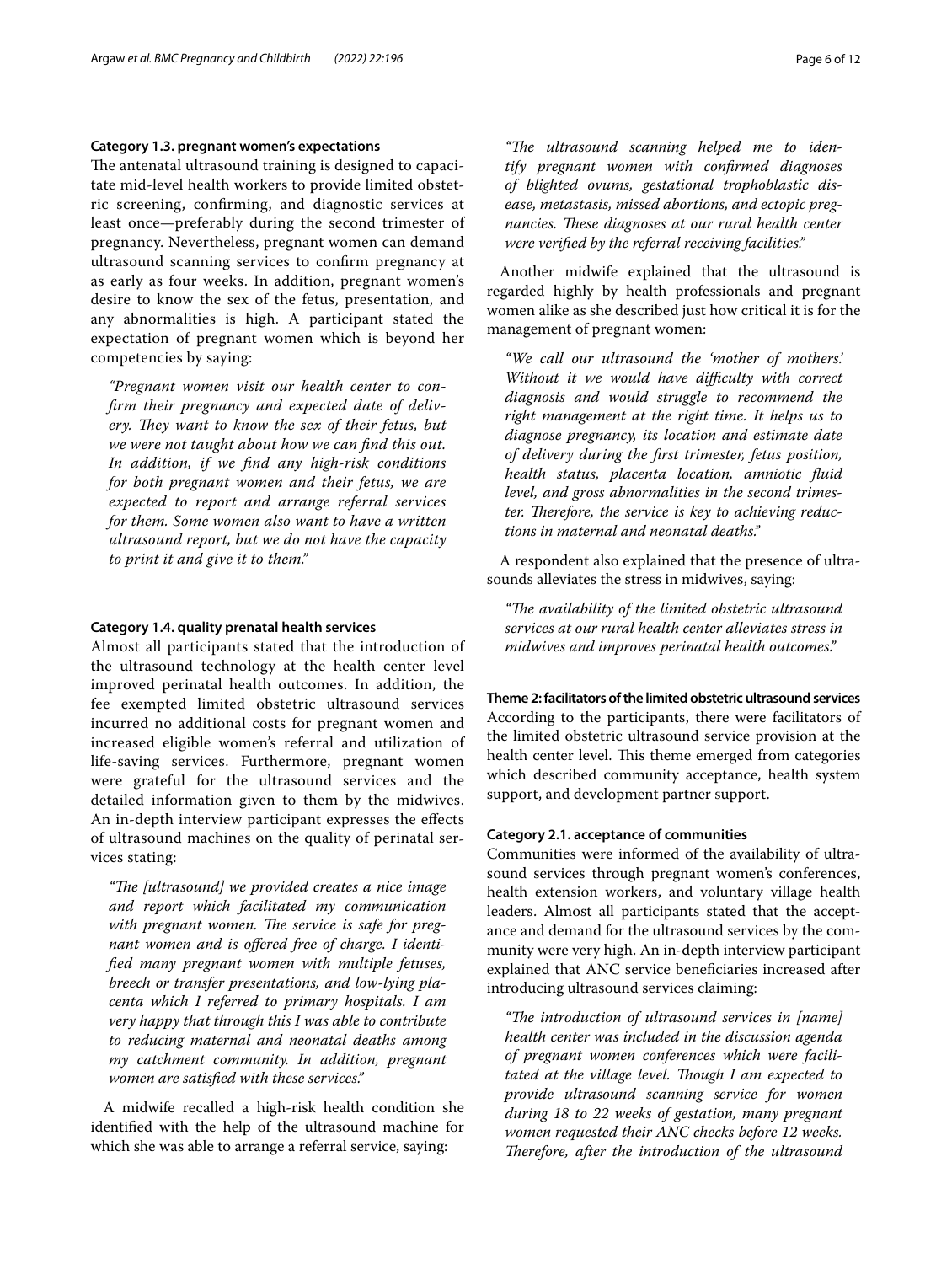#### Category 1.3. pregnant women's expectations

The antenatal ultrasound training is designed to capacitate mid-level health workers to provide limited obstetric screening, confirming, and diagnostic services at least once—preferably during the second trimester of pregnancy. Nevertheless, pregnant women can demand ultrasound scanning services to confirm pregnancy at as early as four weeks. In addition, pregnant women's desire to know the sex of the fetus, presentation, and any abnormalities is high. A participant stated the expectation of pregnant women which is beyond her competencies by saying:

> *"Pregnant women visit our health center to confirm their pregnancy and expected date of delivery. They want to know the sex of their fetus, but we were not taught about how we can find this out. In addition, if we find any high-risk conditions for both pregnant women and their fetus, we are expected to report and arrange referral services for them. Some women also want to have a written ultrasound report, but we do not have the capacity to print it and give it to them."*

#### Category 1.4. quality prenatal health services

Almost all participants stated that the introduction of the ultrasound technology at the health center level improved perinatal health outcomes. In addition, the fee exempted limited obstetric ultrasound services incurred no additional costs for pregnant women and increased eligible women's referral and utilization of life-saving services. Furthermore, pregnant women were grateful for the ultrasound services and the detailed information given to them by the midwives. An in-depth interview participant expresses the effects of ultrasound machines on the quality of perinatal services stating:

> *"The [ultrasound] we provided creates a nice image and report which facilitated my communication with pregnant women. The service is safe for pregnant women and is offered free of charge. I identified many pregnant women with multiple fetuses, breech or transfer presentations, and low-lying placenta which I referred to primary hospitals. I am very happy that through this I was able to contribute to reducing maternal and neonatal deaths among my catchment community. In addition, pregnant women are satisfied with these services."*

A midwife recalled a high-risk health condition she identified with the help of the ultrasound machine for which she was able to arrange a referral service, saying:

> *"The ultrasound scanning helped me to identify pregnant women with confirmed diagnoses of blighted ovums, gestational trophoblastic disease, metastasis, missed abortions, and ectopic pregnancies. These diagnoses at our rural health center were verified by the referral receiving facilities."*

Another midwife explained that the ultrasound is regarded highly by health professionals and pregnant women alike as she described just how critical it is for the management of pregnant women:

> *"We call our ultrasound the 'mother of mothers.' Without it we would have difficulty with correct diagnosis and would struggle to recommend the right management at the right time. It helps us to diagnose pregnancy, its location and estimate date of delivery during the first trimester, fetus position, health status, placenta location, amniotic fluid level, and gross abnormalities in the second trimester. Therefore, the service is key to achieving reductions in maternal and neonatal deaths."*

A respondent also explained that the presence of ultrasounds alleviates the stress in midwives, saying:

> *"The availability of the limited obstetric ultrasound services at our rural health center alleviates stress in midwives and improves perinatal health outcomes."*

### Theme 2: facilitators of the limited obstetric ultrasound services

According to the participants, there were facilitators of the limited obstetric ultrasound service provision at the health center level. This theme emerged from categories which described community acceptance, health system support, and development partner support.

#### Category 2.1. acceptance of communities

Communities were informed of the availability of ultrasound services through pregnant women's conferences, health extension workers, and voluntary village health leaders. Almost all participants stated that the acceptance and demand for the ultrasound services by the community were very high. An in-depth interview participant explained that ANC service beneficiaries increased after introducing ultrasound services claiming:

> *"The introduction of ultrasound services in [name] health center was included in the discussion agenda of pregnant women conferences which were facilitated at the village level. Though I am expected to provide ultrasound scanning service for women during 18 to 22 weeks of gestation, many pregnant women requested their ANC checks before 12 weeks. Therefore, after the introduction of the ultrasound*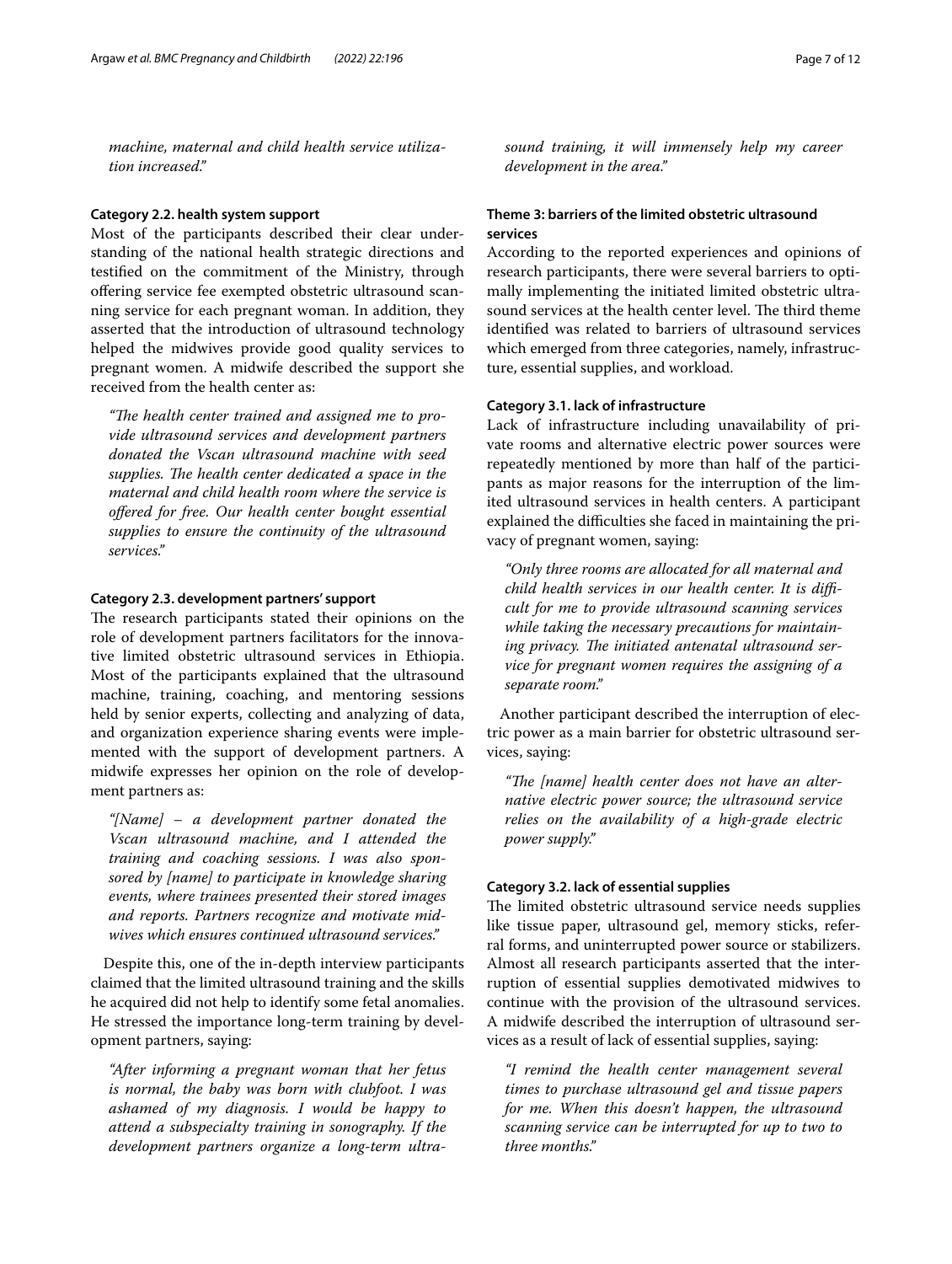*machine, maternal and child health service utilization increased."*

#### Category 2.2. health system support

Most of the participants described their clear understanding of the national health strategic directions and testified on the commitment of the Ministry, through offering service fee exempted obstetric ultrasound scanning service for each pregnant woman. In addition, they asserted that the introduction of ultrasound technology helped the midwives provide good quality services to pregnant women. A midwife described the support she received from the health center as:

> *"The health center trained and assigned me to provide ultrasound services and development partners donated the Vscan ultrasound machine with seed supplies. The health center dedicated a space in the maternal and child health room where the service is offered for free. Our health center bought essential supplies to ensure the continuity of the ultrasound services."*

#### Category 2.3. development partners' support

The research participants stated their opinions on the role of development partners facilitators for the innovative limited obstetric ultrasound services in Ethiopia. Most of the participants explained that the ultrasound machine, training, coaching, and mentoring sessions held by senior experts, collecting and analyzing of data, and organization experience sharing events were implemented with the support of development partners. A midwife expresses her opinion on the role of development partners as:

> *"[Name] – a development partner donated the Vscan ultrasound machine, and I attended the training and coaching sessions. I was also sponsored by [name] to participate in knowledge sharing events, where trainees presented their stored images and reports. Partners recognize and motivate midwives which ensures continued ultrasound services."*

Despite this, one of the in-depth interview participants claimed that the limited ultrasound training and the skills he acquired did not help to identify some fetal anomalies. He stressed the importance long-term training by development partners, saying:

> *"After informing a pregnant woman that her fetus is normal, the baby was born with clubfoot. I was ashamed of my diagnosis. I would be happy to attend a subspecialty training in sonography. If the development partners organize a long-term ultrasound training, it will immensely help my career development in the area."*

### Theme 3: barriers of the limited obstetric ultrasound services

According to the reported experiences and opinions of research participants, there were several barriers to optimally implementing the initiated limited obstetric ultrasound services at the health center level. The third theme identified was related to barriers of ultrasound services which emerged from three categories, namely, infrastructure, essential supplies, and workload.

#### Category 3.1. lack of infrastructure

Lack of infrastructure including unavailability of private rooms and alternative electric power sources were repeatedly mentioned by more than half of the participants as major reasons for the interruption of the limited ultrasound services in health centers. A participant explained the difficulties she faced in maintaining the privacy of pregnant women, saying:

> *"Only three rooms are allocated for all maternal and child health services in our health center. It is difficult for me to provide ultrasound scanning services while taking the necessary precautions for maintaining privacy. The initiated antenatal ultrasound service for pregnant women requires the assigning of a separate room."*

Another participant described the interruption of electric power as a main barrier for obstetric ultrasound services, saying:

> *"The [name] health center does not have an alternative electric power source; the ultrasound service relies on the availability of a high-grade electric power supply."*

#### Category 3.2. lack of essential supplies

The limited obstetric ultrasound service needs supplies like tissue paper, ultrasound gel, memory sticks, referral forms, and uninterrupted power source or stabilizers. Almost all research participants asserted that the interruption of essential supplies demotivated midwives to continue with the provision of the ultrasound services. A midwife described the interruption of ultrasound services as a result of lack of essential supplies, saying:

> *"I remind the health center management several times to purchase ultrasound gel and tissue papers for me. When this doesn't happen, the ultrasound scanning service can be interrupted for up to two to three months."*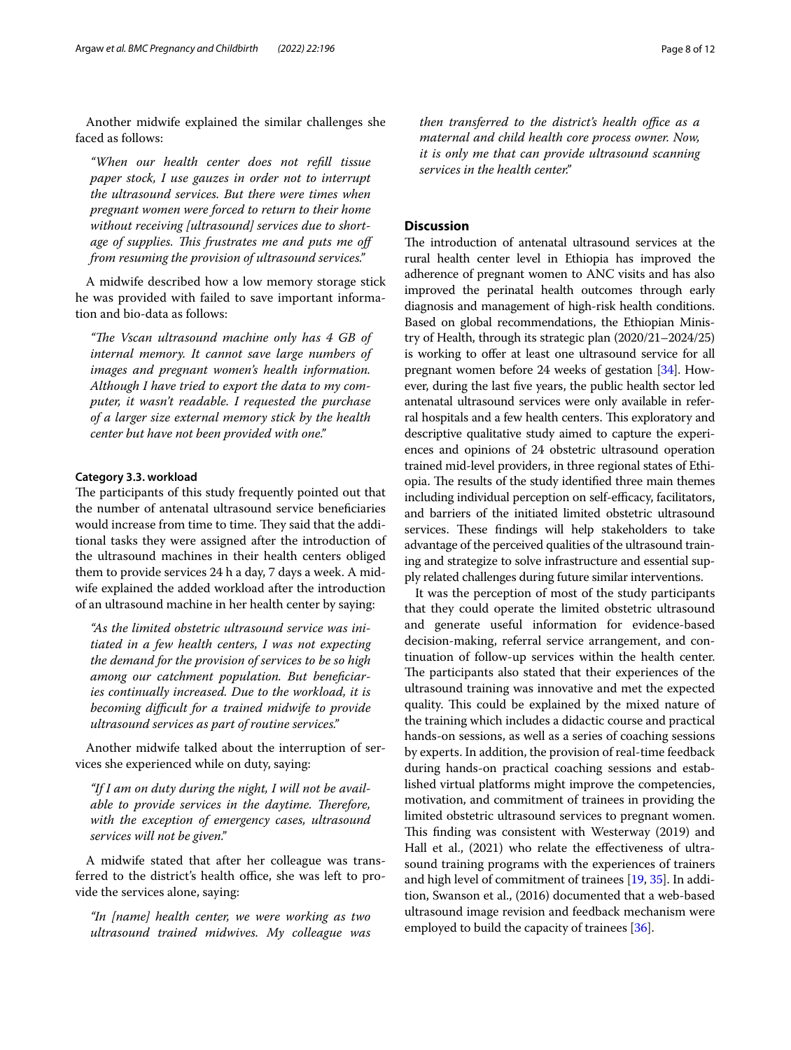Another midwife explained the similar challenges she faced as follows:

> *"When our health center does not refill tissue paper stock, I use gauzes in order not to interrupt the ultrasound services. But there were times when pregnant women were forced to return to their home without receiving [ultrasound] services due to shortage of supplies. This frustrates me and puts me off from resuming the provision of ultrasound services."*

A midwife described how a low memory storage stick he was provided with failed to save important information and bio-data as follows:

> *"The Vscan ultrasound machine only has 4 GB of internal memory. It cannot save large numbers of images and pregnant women's health information. Although I have tried to export the data to my computer, it wasn't readable. I requested the purchase of a larger size external memory stick by the health center but have not been provided with one."*

#### Category 3.3. workload

The participants of this study frequently pointed out that the number of antenatal ultrasound service beneficiaries would increase from time to time. They said that the additional tasks they were assigned after the introduction of the ultrasound machines in their health centers obliged them to provide services 24 h a day, 7 days a week. A midwife explained the added workload after the introduction of an ultrasound machine in her health center by saying:

> *"As the limited obstetric ultrasound service was initiated in a few health centers, I was not expecting the demand for the provision of services to be so high among our catchment population. But beneficiaries continually increased. Due to the workload, it is becoming difficult for a trained midwife to provide ultrasound services as part of routine services."*

Another midwife talked about the interruption of services she experienced while on duty, saying:

> *"If I am on duty during the night, I will not be available to provide services in the daytime. Therefore, with the exception of emergency cases, ultrasound services will not be given."*

A midwife stated that after her colleague was transferred to the district's health office, she was left to provide the services alone, saying:

> *"In [name] health center, we were working as two ultrasound trained midwives. My colleague was then transferred to the district's health office as a maternal and child health core process owner. Now, it is only me that can provide ultrasound scanning services in the health center."*

## Discussion

The introduction of antenatal ultrasound services at the rural health center level in Ethiopia has improved the adherence of pregnant women to ANC visits and has also improved the perinatal health outcomes through early diagnosis and management of high-risk health conditions. Based on global recommendations, the Ethiopian Ministry of Health, through its strategic plan (2020/21–2024/25) is working to offer at least one ultrasound service for all pregnant women before 24 weeks of gestation [34]. However, during the last five years, the public health sector led antenatal ultrasound services were only available in referral hospitals and a few health centers. This exploratory and descriptive qualitative study aimed to capture the experiences and opinions of 24 obstetric ultrasound operation trained mid-level providers, in three regional states of Ethiopia. The results of the study identified three main themes including individual perception on self-efficacy, facilitators, and barriers of the initiated limited obstetric ultrasound services. These findings will help stakeholders to take advantage of the perceived qualities of the ultrasound training and strategize to solve infrastructure and essential supply related challenges during future similar interventions.

It was the perception of most of the study participants that they could operate the limited obstetric ultrasound and generate useful information for evidence-based decision-making, referral service arrangement, and continuation of follow-up services within the health center. The participants also stated that their experiences of the ultrasound training was innovative and met the expected quality. This could be explained by the mixed nature of the training which includes a didactic course and practical hands-on sessions, as well as a series of coaching sessions by experts. In addition, the provision of real-time feedback during hands-on practical coaching sessions and established virtual platforms might improve the competencies, motivation, and commitment of trainees in providing the limited obstetric ultrasound services to pregnant women. This finding was consistent with Westerway (2019) and Hall et al., (2021) who relate the effectiveness of ultrasound training programs with the experiences of trainers and high level of commitment of trainees [19, 35]. In addition, Swanson et al., (2016) documented that a web-based ultrasound image revision and feedback mechanism were employed to build the capacity of trainees [36].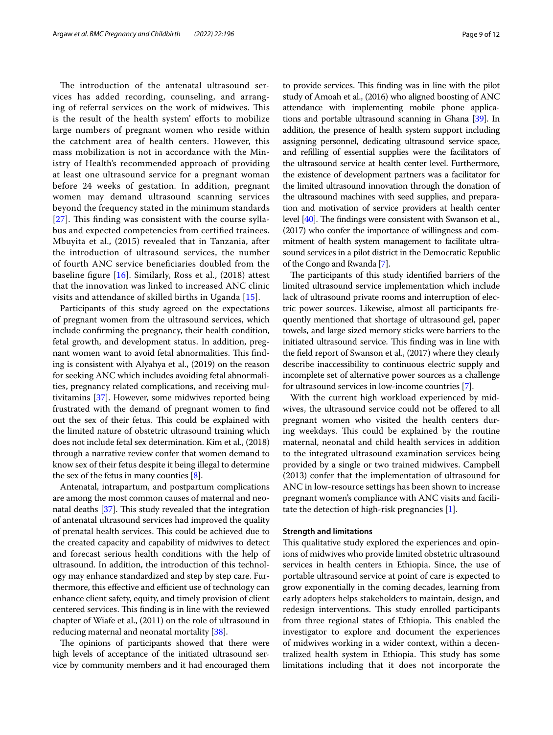The introduction of the antenatal ultrasound services has added recording, counseling, and arranging of referral services on the work of midwives. This is the result of the health system' efforts to mobilize large numbers of pregnant women who reside within the catchment area of health centers. However, this mass mobilization is not in accordance with the Ministry of Health's recommended approach of providing at least one ultrasound service for a pregnant woman before 24 weeks of gestation. In addition, pregnant women may demand ultrasound scanning services beyond the frequency stated in the minimum standards [27]. This finding was consistent with the course syllabus and expected competencies from certified trainees. Mbuyita et al., (2015) revealed that in Tanzania, after the introduction of ultrasound services, the number of fourth ANC service beneficiaries doubled from the baseline figure [16]. Similarly, Ross et al., (2018) attest that the innovation was linked to increased ANC clinic visits and attendance of skilled births in Uganda [15].

Participants of this study agreed on the expectations of pregnant women from the ultrasound services, which include confirming the pregnancy, their health condition, fetal growth, and development status. In addition, pregnant women want to avoid fetal abnormalities. This finding is consistent with Alyahya et al., (2019) on the reason for seeking ANC which includes avoiding fetal abnormalities, pregnancy related complications, and receiving multivitamins [37]. However, some midwives reported being frustrated with the demand of pregnant women to find out the sex of their fetus. This could be explained with the limited nature of obstetric ultrasound training which does not include fetal sex determination. Kim et al., (2018) through a narrative review confer that women demand to know sex of their fetus despite it being illegal to determine the sex of the fetus in many counties [8].

Antenatal, intrapartum, and postpartum complications are among the most common causes of maternal and neonatal deaths [37]. This study revealed that the integration of antenatal ultrasound services had improved the quality of prenatal health services. This could be achieved due to the created capacity and capability of midwives to detect and forecast serious health conditions with the help of ultrasound. In addition, the introduction of this technology may enhance standardized and step by step care. Furthermore, this effective and efficient use of technology can enhance client safety, equity, and timely provision of client centered services. This finding is in line with the reviewed chapter of Wiafe et al., (2011) on the role of ultrasound in reducing maternal and neonatal mortality [38].

The opinions of participants showed that there were high levels of acceptance of the initiated ultrasound service by community members and it had encouraged them to provide services. This finding was in line with the pilot study of Amoah et al., (2016) who aligned boosting of ANC attendance with implementing mobile phone applications and portable ultrasound scanning in Ghana [39]. In addition, the presence of health system support including assigning personnel, dedicating ultrasound service space, and refilling of essential supplies were the facilitators of the ultrasound service at health center level. Furthermore, the existence of development partners was a facilitator for the limited ultrasound innovation through the donation of the ultrasound machines with seed supplies, and preparation and motivation of service providers at health center level [40]. The findings were consistent with Swanson et al., (2017) who confer the importance of willingness and commitment of health system management to facilitate ultrasound services in a pilot district in the Democratic Republic of the Congo and Rwanda [7].

The participants of this study identified barriers of the limited ultrasound service implementation which include lack of ultrasound private rooms and interruption of electric power sources. Likewise, almost all participants frequently mentioned that shortage of ultrasound gel, paper towels, and large sized memory sticks were barriers to the initiated ultrasound service. This finding was in line with the field report of Swanson et al., (2017) where they clearly describe inaccessibility to continuous electric supply and incomplete set of alternative power sources as a challenge for ultrasound services in low-income countries [7].

With the current high workload experienced by midwives, the ultrasound service could not be offered to all pregnant women who visited the health centers during weekdays. This could be explained by the routine maternal, neonatal and child health services in addition to the integrated ultrasound examination services being provided by a single or two trained midwives. Campbell (2013) confer that the implementation of ultrasound for ANC in low-resource settings has been shown to increase pregnant women's compliance with ANC visits and facilitate the detection of high-risk pregnancies [1].

#### Strength and limitations

This qualitative study explored the experiences and opinions of midwives who provide limited obstetric ultrasound services in health centers in Ethiopia. Since, the use of portable ultrasound service at point of care is expected to grow exponentially in the coming decades, learning from early adopters helps stakeholders to maintain, design, and redesign interventions. This study enrolled participants from three regional states of Ethiopia. This enabled the investigator to explore and document the experiences of midwives working in a wider context, within a decentralized health system in Ethiopia. This study has some limitations including that it does not incorporate the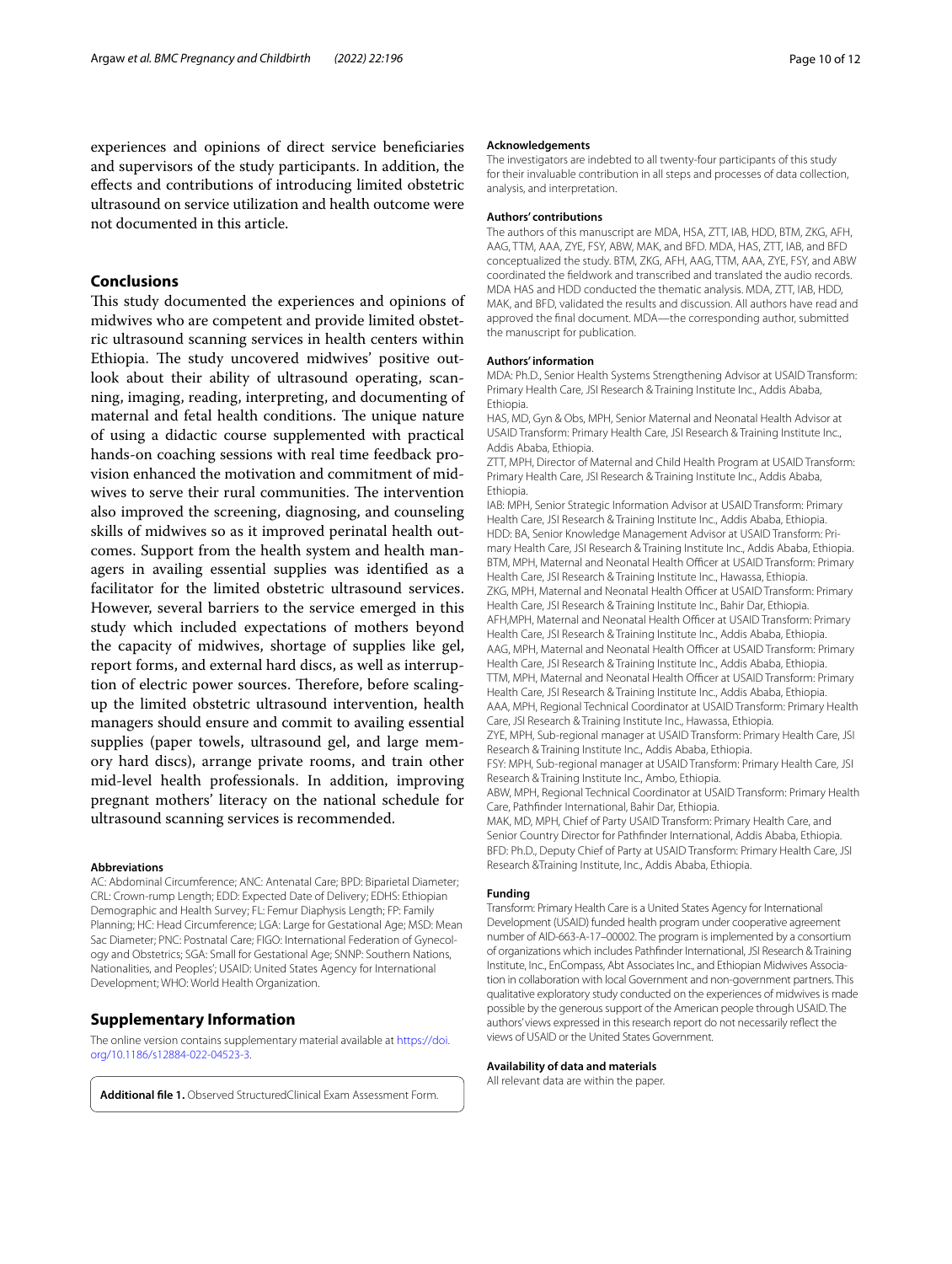experiences and opinions of direct service beneficiaries and supervisors of the study participants. In addition, the effects and contributions of introducing limited obstetric ultrasound on service utilization and health outcome were not documented in this article.

## Conclusions

This study documented the experiences and opinions of midwives who are competent and provide limited obstetric ultrasound scanning services in health centers within Ethiopia. The study uncovered midwives' positive outlook about their ability of ultrasound operating, scanning, imaging, reading, interpreting, and documenting of maternal and fetal health conditions. The unique nature of using a didactic course supplemented with practical hands-on coaching sessions with real time feedback provision enhanced the motivation and commitment of midwives to serve their rural communities. The intervention also improved the screening, diagnosing, and counseling skills of midwives so as it improved perinatal health outcomes. Support from the health system and health managers in availing essential supplies was identified as a facilitator for the limited obstetric ultrasound services. However, several barriers to the service emerged in this study which included expectations of mothers beyond the capacity of midwives, shortage of supplies like gel, report forms, and external hard discs, as well as interruption of electric power sources. Therefore, before scaling-up the limited obstetric ultrasound intervention, health managers should ensure and commit to availing essential supplies (paper towels, ultrasound gel, and large memory hard discs), arrange private rooms, and train other mid-level health professionals. In addition, improving pregnant mothers' literacy on the national schedule for ultrasound scanning services is recommended.

#### Abbreviations

AC: Abdominal Circumference; ANC: Antenatal Care; BPD: Biparietal Diameter; CRL: Crown-rump Length; EDD: Expected Date of Delivery; EDHS: Ethiopian Demographic and Health Survey; FL: Femur Diaphysis Length; FP: Family Planning; HC: Head Circumference; LGA: Large for Gestational Age; MSD: Mean Sac Diameter; PNC: Postnatal Care; FIGO: International Federation of Gynecology and Obstetrics; SGA: Small for Gestational Age; SNNP: Southern Nations, Nationalities, and Peoples'; USAID: United States Agency for International Development; WHO: World Health Organization.

## Supplementary Information

The online version contains supplementary material available at https://doi.org/10.1186/s12884-022-04523-3.

**Additional file 1.** Observed StructuredClinical Exam Assessment Form.

#### Acknowledgements

The investigators are indebted to all twenty-four participants of this study for their invaluable contribution in all steps and processes of data collection, analysis, and interpretation.

#### Authors' contributions

The authors of this manuscript are MDA, HSA, ZTT, IAB, HDD, BTM, ZKG, AFH, AAG, TTM, AAA, ZYE, FSY, ABW, MAK, and BFD. MDA, HAS, ZTT, IAB, and BFD conceptualized the study. BTM, ZKG, AFH, AAG, TTM, AAA, ZYE, FSY, and ABW coordinated the fieldwork and transcribed and translated the audio records. MDA HAS and HDD conducted the thematic analysis. MDA, ZTT, IAB, HDD, MAK, and BFD, validated the results and discussion. All authors have read and approved the final document. MDA—the corresponding author, submitted the manuscript for publication.

#### Authors' information

MDA: Ph.D., Senior Health Systems Strengthening Advisor at USAID Transform: Primary Health Care, JSI Research & Training Institute Inc., Addis Ababa, Ethiopia.
HAS, MD, Gyn & Obs, MPH, Senior Maternal and Neonatal Health Advisor at USAID Transform: Primary Health Care, JSI Research & Training Institute Inc., Addis Ababa, Ethiopia.
ZTT, MPH, Director of Maternal and Child Health Program at USAID Transform: Primary Health Care, JSI Research & Training Institute Inc., Addis Ababa, Ethiopia.
IAB: MPH, Senior Strategic Information Advisor at USAID Transform: Primary Health Care, JSI Research & Training Institute Inc., Addis Ababa, Ethiopia.
HDD: BA, Senior Knowledge Management Advisor at USAID Transform: Primary Health Care, JSI Research & Training Institute Inc., Addis Ababa, Ethiopia.
BTM, MPH, Maternal and Neonatal Health Officer at USAID Transform: Primary Health Care, JSI Research & Training Institute Inc., Hawassa, Ethiopia.
ZKG, MPH, Maternal and Neonatal Health Officer at USAID Transform: Primary Health Care, JSI Research & Training Institute Inc., Bahir Dar, Ethiopia.
AFH,MPH, Maternal and Neonatal Health Officer at USAID Transform: Primary Health Care, JSI Research & Training Institute Inc., Addis Ababa, Ethiopia.
AAG, MPH, Maternal and Neonatal Health Officer at USAID Transform: Primary Health Care, JSI Research & Training Institute Inc., Addis Ababa, Ethiopia.
TTM, MPH, Maternal and Neonatal Health Officer at USAID Transform: Primary Health Care, JSI Research & Training Institute Inc., Addis Ababa, Ethiopia.
AAA, MPH, Regional Technical Coordinator at USAID Transform: Primary Health Care, JSI Research & Training Institute Inc., Hawassa, Ethiopia.
ZYE, MPH, Sub-regional manager at USAID Transform: Primary Health Care, JSI Research & Training Institute Inc., Addis Ababa, Ethiopia.
FSY: MPH, Sub-regional manager at USAID Transform: Primary Health Care, JSI Research & Training Institute Inc., Ambo, Ethiopia.
ABW, MPH, Regional Technical Coordinator at USAID Transform: Primary Health Care, Pathfinder International, Bahir Dar, Ethiopia.
MAK, MD, MPH, Chief of Party USAID Transform: Primary Health Care, and Senior Country Director for Pathfinder International, Addis Ababa, Ethiopia.
BFD: Ph.D., Deputy Chief of Party at USAID Transform: Primary Health Care, JSI Research &Training Institute, Inc., Addis Ababa, Ethiopia.

#### Funding

Transform: Primary Health Care is a United States Agency for International Development (USAID) funded health program under cooperative agreement number of AID-663-A-17–00002. The program is implemented by a consortium of organizations which includes Pathfinder International, JSI Research & Training Institute, Inc., EnCompass, Abt Associates Inc., and Ethiopian Midwives Association in collaboration with local Government and non-government partners. This qualitative exploratory study conducted on the experiences of midwives is made possible by the generous support of the American people through USAID. The authors' views expressed in this research report do not necessarily reflect the views of USAID or the United States Government.

#### Availability of data and materials

All relevant data are within the paper.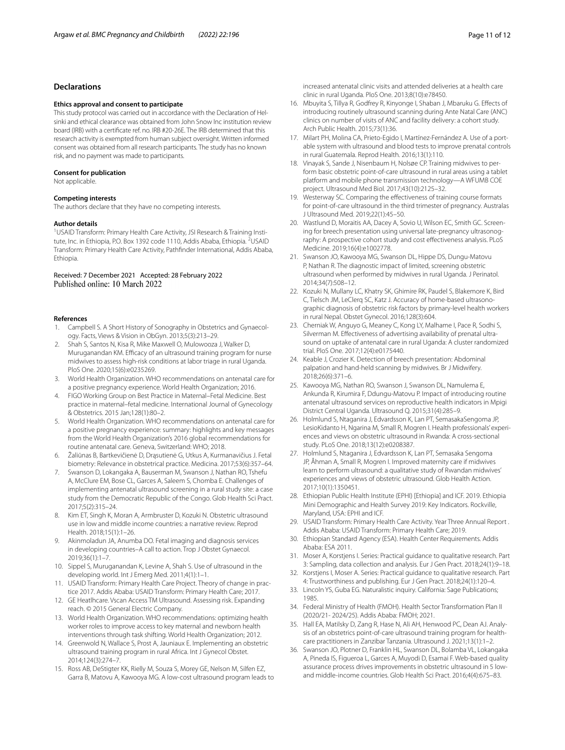## Declarations

### Ethics approval and consent to participate

This study protocol was carried out in accordance with the Declaration of Helsinki and ethical clearance was obtained from John Snow Inc institution review board (IRB) with a certificate ref. no. IRB #20-26E. The IRB determined that this research activity is exempted from human subject oversight. Written informed consent was obtained from all research participants. The study has no known risk, and no payment was made to participants.

### Consent for publication

Not applicable.

### Competing interests

The authors declare that they have no competing interests.

### Author details

[1]USAID Transform: Primary Health Care Activity, JSI Research & Training Institute, Inc. in Ethiopia, P.O. Box 1392 code 1110, Addis Ababa, Ethiopia. [2]USAID Transform: Primary Health Care Activity, Pathfinder International, Addis Ababa, Ethiopia.

Received: 7 December 2021 Accepted: 28 February 2022
Published online: 10 March 2022

### References

1. Campbell S. A Short History of Sonography in Obstetrics and Gynaecology. Facts, Views & Vision in ObGyn. 2013;5(3):213–29.
2. Shah S, Santos N, Kisa R, Mike Maxwell O, Mulowooza J, Walker D, Muruganandan KM. Efficacy of an ultrasound training program for nurse midwives to assess high-risk conditions at labor triage in rural Uganda. PloS One. 2020;15(6):e0235269.
3. World Health Organization. WHO recommendations on antenatal care for a positive pregnancy experience. World Health Organization; 2016.
4. FIGO Working Group on Best Practice in Maternal–Fetal Medicine. Best practice in maternal–fetal medicine. International Journal of Gynecology & Obstetrics. 2015 Jan;128(1):80–2.
5. World Health Organization. WHO recommendations on antenatal care for a positive pregnancy experience: summary: highlights and key messages from the World Health Organization's 2016 global recommendations for routine antenatal care. Geneva, Switzerland: WHO; 2018.
6. Žaliūnas B, Bartkevičienė D, Drąsutienė G, Utkus A, Kurmanavičius J. Fetal biometry: Relevance in obstetrical practice. Medicina. 2017;53(6):357–64.
7. Swanson D, Lokangaka A, Bauserman M, Swanson J, Nathan RO, Tshefu A, McClure EM, Bose CL, Garces A, Saleem S, Chomba E. Challenges of implementing antenatal ultrasound screening in a rural study site: a case study from the Democratic Republic of the Congo. Glob Health Sci Pract. 2017;5(2):315–24.
8. Kim ET, Singh K, Moran A, Armbruster D, Kozuki N. Obstetric ultrasound use in low and middle income countries: a narrative review. Reprod Health. 2018;15(1):1–26.
9. Akinmoladun JA, Anumba DO. Fetal imaging and diagnosis services in developing countries–A call to action. Trop J Obstet Gynaecol. 2019;36(1):1–7.
10. Sippel S, Muruganandan K, Levine A, Shah S. Use of ultrasound in the developing world. Int J Emerg Med. 2011;4(1):1–1.
11. USAID Transform: Primary Health Care Project. Theory of change in practice 2017. Addis Ababa: USAID Transform: Primary Health Care; 2017.
12. GE Heatlhcare. Vscan Access TM Ultrasound. Assessing risk. Expanding reach. © 2015 General Electric Company.
13. World Health Organization. WHO recommendations: optimizing health worker roles to improve access to key maternal and newborn health interventions through task shifting. World Health Organization; 2012.
14. Greenwold N, Wallace S, Prost A, Jauniaux E. Implementing an obstetric ultrasound training program in rural Africa. Int J Gynecol Obstet. 2014;124(3):274–7.
15. Ross AB, DeStigter KK, Rielly M, Souza S, Morey GE, Nelson M, Silfen EZ, Garra B, Matovu A, Kawooya MG. A low-cost ultrasound program leads to increased antenatal clinic visits and attended deliveries at a health care clinic in rural Uganda. PloS One. 2013;8(10):e78450.
16. Mbuyita S, Tillya R, Godfrey R, Kinyonge I, Shaban J, Mbaruku G. Effects of introducing routinely ultrasound scanning during Ante Natal Care (ANC) clinics on number of visits of ANC and facility delivery: a cohort study. Arch Public Health. 2015;73(1):36.
17. Milart PH, Molina CA, Prieto-Egido I, Martínez-Fernández A. Use of a portable system with ultrasound and blood tests to improve prenatal controls in rural Guatemala. Reprod Health. 2016;13(1):110.
18. Vinayak S, Sande J, Nisenbaum H, Nolsøe CP. Training midwives to perform basic obstetric point-of-care ultrasound in rural areas using a tablet platform and mobile phone transmission technology—A WFUMB COE project. Ultrasound Med Biol. 2017;43(10):2125–32.
19. Westerway SC. Comparing the effectiveness of training course formats for point-of-care ultrasound in the third trimester of pregnancy. Australas J Ultrasound Med. 2019;22(1):45–50.
20. Wastlund D, Moraitis AA, Dacey A, Sovio U, Wilson EC, Smith GC. Screening for breech presentation using universal late-pregnancy ultrasonography: A prospective cohort study and cost effectiveness analysis. PLoS Medicine. 2019;16(4):e1002778.
21. Swanson JO, Kawooya MG, Swanson DL, Hippe DS, Dungu-Matovu P, Nathan R. The diagnostic impact of limited, screening obstetric ultrasound when performed by midwives in rural Uganda. J Perinatol. 2014;34(7):508–12.
22. Kozuki N, Mullany LC, Khatry SK, Ghimire RK, Paudel S, Blakemore K, Bird C, Tielsch JM, LeClerq SC, Katz J. Accuracy of home-based ultrasonographic diagnosis of obstetric risk factors by primary-level health workers in rural Nepal. Obstet Gynecol. 2016;128(3):604.
23. Cherniak W, Anguyo G, Meaney C, Kong LY, Malhame I, Pace R, Sodhi S, Silverman M. Effectiveness of advertising availability of prenatal ultrasound on uptake of antenatal care in rural Uganda: A cluster randomized trial. PloS One. 2017;12(4):e0175440.
24. Keable J, Crozier K. Detection of breech presentation: Abdominal palpation and hand-held scanning by midwives. Br J Midwifery. 2018;26(6):371–6.
25. Kawooya MG, Nathan RO, Swanson J, Swanson DL, Namulema E, Ankunda R, Kirumira F, Ddungu-Matovu P. Impact of introducing routine antenatal ultrasound services on reproductive health indicators in Mpigi District Central Uganda. Ultrasound Q. 2015;31(4):285–9.
26. Holmlund S, Ntaganira J, Edvardsson K, Lan PT, SemasakaSengoma JP, LesioKidanto H, Ngarina M, Small R, Mogren I. Health professionals' experiences and views on obstetric ultrasound in Rwanda: A cross-sectional study. PLoS One. 2018;13(12):e0208387.
27. Holmlund S, Ntaganira J, Edvardsson K, Lan PT, Semasaka Sengoma JP, Åhman A, Small R, Mogren I. Improved maternity care if midwives learn to perform ultrasound: a qualitative study of Rwandan midwives' experiences and views of obstetric ultrasound. Glob Health Action. 2017;10(1):1350451.
28. Ethiopian Public Health Institute (EPHI) [Ethiopia] and ICF. 2019. Ethiopia Mini Demographic and Health Survey 2019: Key Indicators. Rockville, Maryland, USA: EPHI and ICF.
29. USAID Transform: Primary Health Care Activity. Year Three Annual Report . Addis Ababa: USAID Transform: Primary Health Care; 2019.
30. Ethiopian Standard Agency (ESA). Health Center Requirements. Addis Ababa: ESA 2011.
31. Moser A, Korstjens I. Series: Practical guidance to qualitative research. Part 3: Sampling, data collection and analysis. Eur J Gen Pract. 2018;24(1):9–18.
32. Korstjens I, Moser A. Series: Practical guidance to qualitative research. Part 4: Trustworthiness and publishing. Eur J Gen Pract. 2018;24(1):120–4.
33. Lincoln YS, Guba EG. Naturalistic inquiry. California: Sage Publications; 1985.
34. Federal Ministry of Health (FMOH). Health Sector Transformation Plan II (2020/21- 2024/25). Addis Ababa: FMOH; 2021.
35. Hall EA, Matilsky D, Zang R, Hase N, Ali AH, Henwood PC, Dean AJ. Analysis of an obstetrics point-of-care ultrasound training program for healthcare practitioners in Zanzibar Tanzania. Ultrasound J. 2021;13(1):1–2.
36. Swanson JO, Plotner D, Franklin HL, Swanson DL, Bolamba VL, Lokangaka A, Pineda IS, Figueroa L, Garces A, Muyodi D, Esamai F. Web-based quality assurance process drives improvements in obstetric ultrasound in 5 low- and middle-income countries. Glob Health Sci Pract. 2016;4(4):675–83.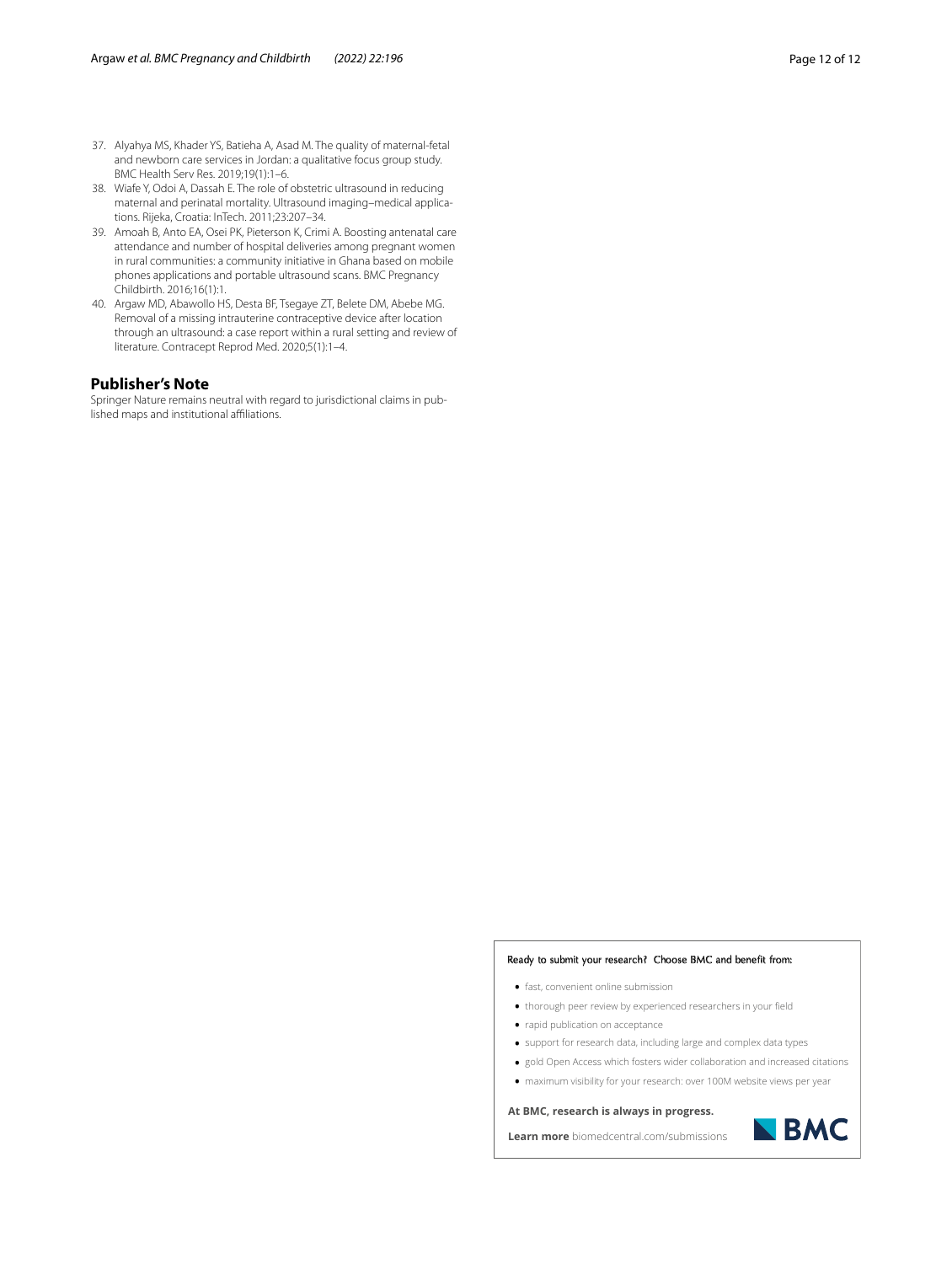37. Alyahya MS, Khader YS, Batieha A, Asad M. The quality of maternal-fetal and newborn care services in Jordan: a qualitative focus group study. BMC Health Serv Res. 2019;19(1):1–6.
38. Wiafe Y, Odoi A, Dassah E. The role of obstetric ultrasound in reducing maternal and perinatal mortality. Ultrasound imaging–medical applications. Rijeka, Croatia: InTech. 2011;23:207–34.
39. Amoah B, Anto EA, Osei PK, Pieterson K, Crimi A. Boosting antenatal care attendance and number of hospital deliveries among pregnant women in rural communities: a community initiative in Ghana based on mobile phones applications and portable ultrasound scans. BMC Pregnancy Childbirth. 2016;16(1):1.
40. Argaw MD, Abawollo HS, Desta BF, Tsegaye ZT, Belete DM, Abebe MG. Removal of a missing intrauterine contraceptive device after location through an ultrasound: a case report within a rural setting and review of literature. Contracept Reprod Med. 2020;5(1):1–4.

## Publisher's Note

Springer Nature remains neutral with regard to jurisdictional claims in published maps and institutional affiliations.

Ready to submit your research? Choose BMC and benefit from:

- fast, convenient online submission
- thorough peer review by experienced researchers in your field
- rapid publication on acceptance
- support for research data, including large and complex data types
- gold Open Access which fosters wider collaboration and increased citations
- maximum visibility for your research: over 100M website views per year

**At BMC, research is always in progress.**

**Learn more** biomedcentral.com/submissions

BMC